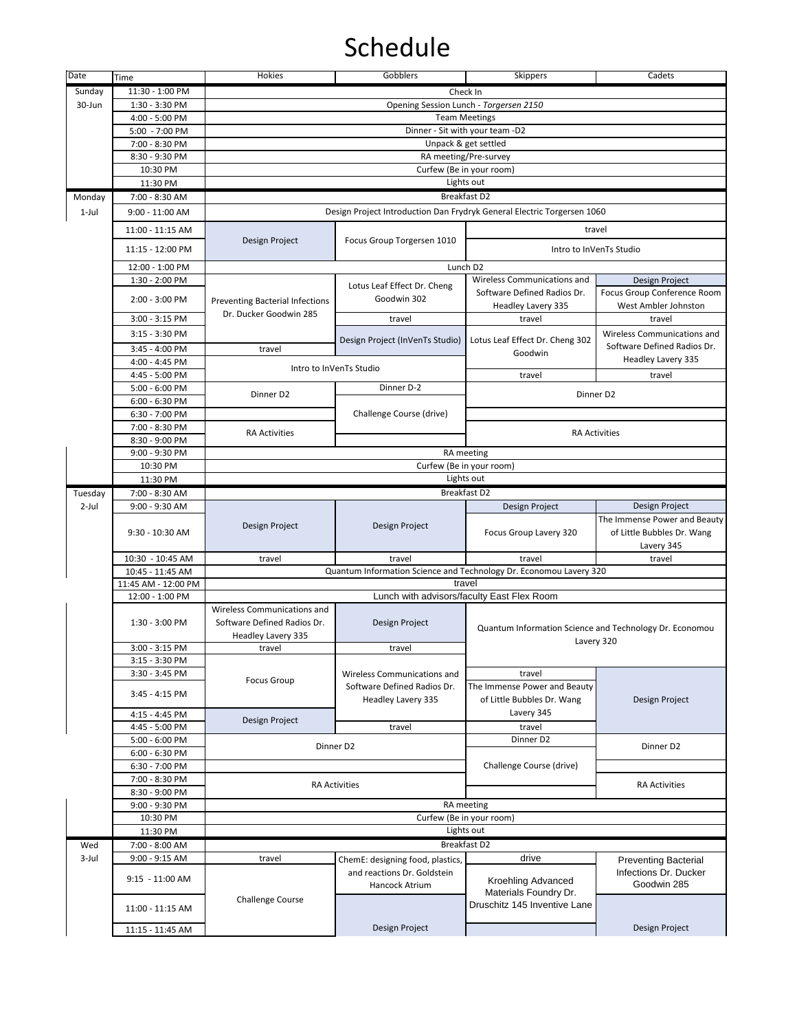# Schedule

| Date | Time | Hokies | Gobblers | Skippers | Cadets |
|---|---|---|---|---|---|
| Sunday | 11:30 - 1:00 PM | Check In | | | |
| 30-Jun | 1:30 - 3:30 PM | Opening Session Lunch - *Torgersen 2150* | | | |
| | 4:00 - 5:00 PM | Team Meetings | | | |
| | 5:00 - 7:00 PM | Dinner - Sit with your team -D2 | | | |
| | 7:00 - 8:30 PM | Unpack & get settled | | | |
| | 8:30 - 9:30 PM | RA meeting/Pre-survey | | | |
| | 10:30 PM | Curfew (Be in your room) | | | |
| | 11:30 PM | Lights out | | | |
| Monday | 7:00 - 8:30 AM | Breakfast D2 | | | |
| 1-Jul | 9:00 - 11:00 AM | Design Project Introduction Dan Frydryk General Electric Torgersen 1060 | | | |
| | 11:00 - 11:15 AM | Design Project | Focus Group Torgersen 1010 | travel | |
| | 11:15 - 12:00 PM | | | Intro to InVenTs Studio | |
| | 12:00 - 1:00 PM | Lunch D2 | | | |
| | 1:30 - 2:00 PM | Preventing Bacterial Infections Dr. Ducker Goodwin 285 | Lotus Leaf Effect Dr. Cheng Goodwin 302 | Wireless Communications and Software Defined Radios Dr. Headley Lavery 335 | Design Project |
| | 2:00 - 3:00 PM | | | | Focus Group Conference Room West Ambler Johnston |
| | 3:00 - 3:15 PM | | travel | travel | travel |
| | 3:15 - 3:30 PM | | Design Project (InVenTs Studio) | Lotus Leaf Effect Dr. Cheng 302 Goodwin | Wireless Communications and Software Defined Radios Dr. Headley Lavery 335 |
| | 3:45 - 4:00 PM | travel | | | |
| | 4:00 - 4:45 PM | Intro to InVenTs Studio | | | |
| | 4:45 - 5:00 PM | | | travel | travel |
| | 5:00 - 6:00 PM | Dinner D2 | Dinner D-2 | Dinner D2 | |
| | 6:00 - 6:30 PM | | Challenge Course (drive) | | |
| | 6:30 - 7:00 PM | | | | |
| | 7:00 - 8:30 PM | RA Activities | | RA Activities | |
| | 8:30 - 9:00 PM | | | | |
| | 9:00 - 9:30 PM | RA meeting | | | |
| | 10:30 PM | Curfew (Be in your room) | | | |
| | 11:30 PM | Lights out | | | |
| Tuesday | 7:00 - 8:30 AM | Breakfast D2 | | | |
| 2-Jul | 9:00 - 9:30 AM | Design Project | Design Project | Design Project | Design Project |
| | 9:30 - 10:30 AM | | | Focus Group Lavery 320 | The Immense Power and Beauty of Little Bubbles Dr. Wang Lavery 345 |
| | 10:30 - 10:45 AM | travel | travel | travel | travel |
| | 10:45 - 11:45 AM | Quantum Information Science and Technology Dr. Economou Lavery 320 | | | |
| | 11:45 AM - 12:00 PM | travel | | | |
| | 12:00 - 1:00 PM | Lunch with advisors/faculty East Flex Room | | | |
| | 1:30 - 3:00 PM | Wireless Communications and Software Defined Radios Dr. Headley Lavery 335 | Design Project | Quantum Information Science and Technology Dr. Economou Lavery 320 | |
| | 3:00 - 3:15 PM | travel | travel | | |
| | 3:15 - 3:30 PM | Focus Group | Wireless Communications and Software Defined Radios Dr. Headley Lavery 335 | | |
| | 3:30 - 3:45 PM | | | travel | Design Project |
| | 3:45 - 4:15 PM | | | The Immense Power and Beauty of Little Bubbles Dr. Wang Lavery 345 | |
| | 4:15 - 4:45 PM | Design Project | | | |
| | 4:45 - 5:00 PM | | travel | travel | |
| | 5:00 - 6:00 PM | Dinner D2 | | Dinner D2 | Dinner D2 |
| | 6:00 - 6:30 PM | | | Challenge Course (drive) | |
| | 6:30 - 7:00 PM | | | | |
| | 7:00 - 8:30 PM | RA Activities | | | RA Activities |
| | 8:30 - 9:00 PM | | | | |
| | 9:00 - 9:30 PM | RA meeting | | | |
| | 10:30 PM | Curfew (Be in your room) | | | |
| | 11:30 PM | Lights out | | | |
| Wed | 7:00 - 8:00 AM | Breakfast D2 | | | |
| 3-Jul | 9:00 - 9:15 AM | travel | ChemE: designing food, plastics, and reactions Dr. Goldstein Hancock Atrium | drive | Preventing Bacterial Infections Dr. Ducker Goodwin 285 |
| | 9:15 - 11:00 AM | Challenge Course | | Kroehling Advanced Materials Foundry Dr. Druschitz 145 Inventive Lane | |
| | 11:00 - 11:15 AM | | Design Project | | Design Project |
| | 11:15 - 11:45 AM | | | | |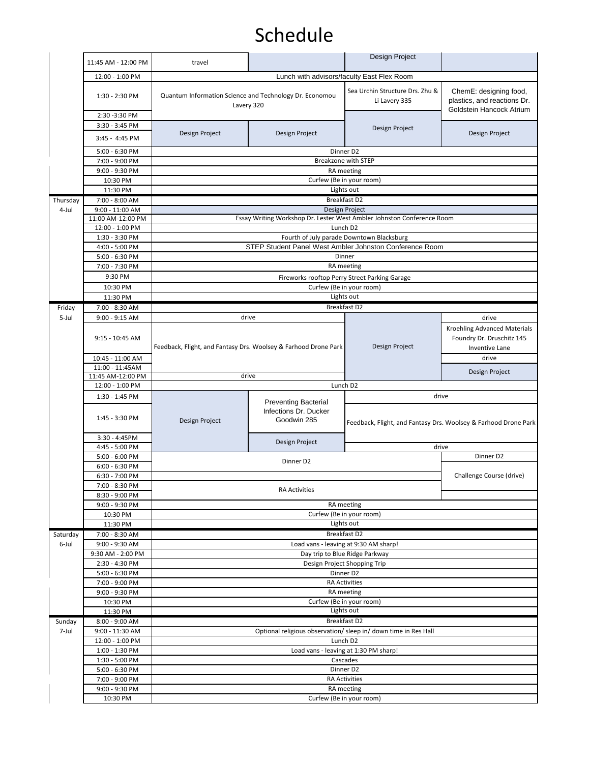# Schedule

| Day | Time | Group 1 | Group 2 | Group 3 | Group 4 |
|---|---|---|---|---|---|
| | 11:45 AM - 12:00 PM | travel | | Design Project | |
| | 12:00 - 1:00 PM | Lunch with advisors/faculty East Flex Room | | | |
| | 1:30 - 2:30 PM | Quantum Information Science and Technology Dr. Economou Lavery 320 | | Sea Urchin Structure Drs. Zhu & Li Lavery 335 | ChemE: designing food, plastics, and reactions Dr. Goldstein Hancock Atrium |
| | 2:30 -3:30 PM | | | | |
| | 3:30 - 3:45 PM | Design Project | Design Project | Design Project | Design Project |
| | 3:45 - 4:45 PM | | | | |
| | 5:00 - 6:30 PM | Dinner D2 | | | |
| | 7:00 - 9:00 PM | Breakzone with STEP | | | |
| | 9:00 - 9:30 PM | RA meeting | | | |
| | 10:30 PM | Curfew (Be in your room) | | | |
| | 11:30 PM | Lights out | | | |
| Thursday | 7:00 - 8:00 AM | Breakfast D2 | | | |
| 4-Jul | 9:00 - 11:00 AM | Design Project | | | |
| | 11:00 AM-12:00 PM | Essay Writing Workshop Dr. Lester West Ambler Johnston Conference Room | | | |
| | 12:00 - 1:00 PM | Lunch D2 | | | |
| | 1:30 - 3:30 PM | Fourth of July parade Downtown Blacksburg | | | |
| | 4:00 - 5:00 PM | STEP Student Panel West Ambler Johnston Conference Room | | | |
| | 5:00 - 6:30 PM | Dinner | | | |
| | 7:00 - 7:30 PM | RA meeting | | | |
| | 9:30 PM | Fireworks rooftop Perry Street Parking Garage | | | |
| | 10:30 PM | Curfew (Be in your room) | | | |
| | 11:30 PM | Lights out | | | |
| Friday | 7:00 - 8:30 AM | Breakfast D2 | | | |
| 5-Jul | 9:00 - 9:15 AM | drive | | Design Project | drive |
| | 9:15 - 10:45 AM | Feedback, Flight, and Fantasy Drs. Woolsey & Farhood Drone Park | | | Kroehling Advanced Materials Foundry Dr. Druschitz 145 Inventive Lane |
| | 10:45 - 11:00 AM | | | | drive |
| | 11:00 - 11:45AM | | | | Design Project |
| | 11:45 AM-12:00 PM | drive | | | |
| | 12:00 - 1:00 PM | Lunch D2 | | | |
| | 1:30 - 1:45 PM | Design Project | Preventing Bacterial Infections Dr. Ducker Goodwin 285 | drive | |
| | 1:45 - 3:30 PM | | | Feedback, Flight, and Fantasy Drs. Woolsey & Farhood Drone Park | |
| | 3:30 - 4:45PM | | Design Project | | |
| | 4:45 - 5:00 PM | | | drive | |
| | 5:00 - 6:00 PM | Dinner D2 | | | Dinner D2 |
| | 6:00 - 6:30 PM | | | | Challenge Course (drive) |
| | 6:30 - 7:00 PM | | | | |
| | 7:00 - 8:30 PM | RA Activities | | | |
| | 8:30 - 9:00 PM | | | | |
| | 9:00 - 9:30 PM | RA meeting | | | |
| | 10:30 PM | Curfew (Be in your room) | | | |
| | 11:30 PM | Lights out | | | |
| Saturday | 7:00 - 8:30 AM | Breakfast D2 | | | |
| 6-Jul | 9:00 - 9:30 AM | Load vans - leaving at 9:30 AM sharp! | | | |
| | 9:30 AM - 2:00 PM | Day trip to Blue Ridge Parkway | | | |
| | 2:30 - 4:30 PM | Design Project Shopping Trip | | | |
| | 5:00 - 6:30 PM | Dinner D2 | | | |
| | 7:00 - 9:00 PM | RA Activities | | | |
| | 9:00 - 9:30 PM | RA meeting | | | |
| | 10:30 PM | Curfew (Be in your room) | | | |
| | 11:30 PM | Lights out | | | |
| Sunday | 8:00 - 9:00 AM | Breakfast D2 | | | |
| 7-Jul | 9:00 - 11:30 AM | Optional religious observation/ sleep in/ down time in Res Hall | | | |
| | 12:00 - 1:00 PM | Lunch D2 | | | |
| | 1:00 - 1:30 PM | Load vans - leaving at 1:30 PM sharp! | | | |
| | 1:30 - 5:00 PM | Cascades | | | |
| | 5:00 - 6:30 PM | Dinner D2 | | | |
| | 7:00 - 9:00 PM | RA Activities | | | |
| | 9:00 - 9:30 PM | RA meeting | | | |
| | 10:30 PM | Curfew (Be in your room) | | | |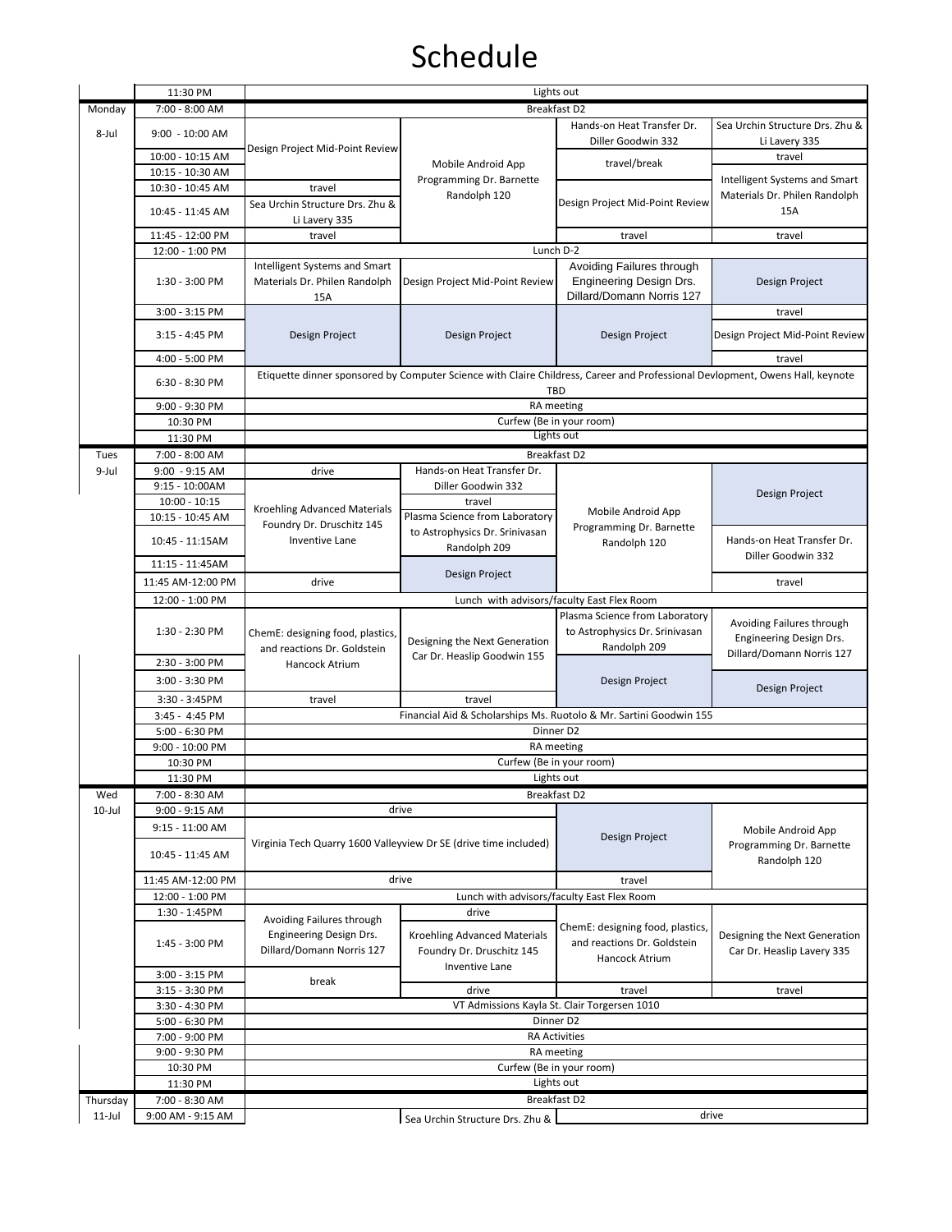# Schedule

| Day | Time | Group 1 | Group 2 | Group 3 | Group 4 |
|---|---|---|---|---|---|
| | 11:30 PM | Lights out | | | |
| Monday | 7:00 - 8:00 AM | Breakfast D2 | | | |
| 8-Jul | 9:00 - 10:00 AM | Design Project Mid-Point Review | Mobile Android App Programming Dr. Barnette Randolph 120 | Hands-on Heat Transfer Dr. Diller Goodwin 332 | Sea Urchin Structure Drs. Zhu & Li Lavery 335 |
| | 10:00 - 10:15 AM | | | travel/break | travel |
| | 10:15 - 10:30 AM | | | | Intelligent Systems and Smart Materials Dr. Philen Randolph 15A |
| | 10:30 - 10:45 AM | travel | | Design Project Mid-Point Review | |
| | 10:45 - 11:45 AM | Sea Urchin Structure Drs. Zhu & Li Lavery 335 | | | |
| | 11:45 - 12:00 PM | travel | | travel | travel |
| | 12:00 - 1:00 PM | Lunch D-2 | | | |
| | 1:30 - 3:00 PM | Intelligent Systems and Smart Materials Dr. Philen Randolph 15A | Design Project Mid-Point Review | Avoiding Failures through Engineering Design Drs. Dillard/Domann Norris 127 | Design Project |
| | 3:00 - 3:15 PM | Design Project | Design Project | Design Project | travel |
| | 3:15 - 4:45 PM | | | | Design Project Mid-Point Review |
| | 4:00 - 5:00 PM | | | | travel |
| | 6:30 - 8:30 PM | Etiquette dinner sponsored by Computer Science with Claire Childress, Career and Professional Devlopment, Owens Hall, keynote TBD | | | |
| | 9:00 - 9:30 PM | RA meeting | | | |
| | 10:30 PM | Curfew (Be in your room) | | | |
| | 11:30 PM | Lights out | | | |
| Tues | 7:00 - 8:00 AM | Breakfast D2 | | | |
| 9-Jul | 9:00 - 9:15 AM | drive | Hands-on Heat Transfer Dr. Diller Goodwin 332 | Mobile Android App Programming Dr. Barnette Randolph 120 | Design Project |
| | 9:15 - 10:00AM | Kroehling Advanced Materials Foundry Dr. Druschitz 145 Inventive Lane | | | |
| | 10:00 - 10:15 | | travel | | |
| | 10:15 - 10:45 AM | | Plasma Science from Laboratory to Astrophysics Dr. Srinivasan Randolph 209 | | |
| | 10:45 - 11:15AM | | | | Hands-on Heat Transfer Dr. Diller Goodwin 332 |
| | 11:15 - 11:45AM | | Design Project | | |
| | 11:45 AM-12:00 PM | drive | | | travel |
| | 12:00 - 1:00 PM | Lunch with advisors/faculty East Flex Room | | | |
| | 1:30 - 2:30 PM | ChemE: designing food, plastics, and reactions Dr. Goldstein Hancock Atrium | Designing the Next Generation Car Dr. Heaslip Goodwin 155 | Plasma Science from Laboratory to Astrophysics Dr. Srinivasan Randolph 209 | Avoiding Failures through Engineering Design Drs. Dillard/Domann Norris 127 |
| | 2:30 - 3:00 PM | | | Design Project | |
| | 3:00 - 3:30 PM | | | | Design Project |
| | 3:30 - 3:45PM | travel | travel | | |
| | 3:45 - 4:45 PM | Financial Aid & Scholarships Ms. Ruotolo & Mr. Sartini Goodwin 155 | | | |
| | 5:00 - 6:30 PM | Dinner D2 | | | |
| | 9:00 - 10:00 PM | RA meeting | | | |
| | 10:30 PM | Curfew (Be in your room) | | | |
| | 11:30 PM | Lights out | | | |
| Wed | 7:00 - 8:30 AM | Breakfast D2 | | | |
| 10-Jul | 9:00 - 9:15 AM | drive | | Design Project | Mobile Android App Programming Dr. Barnette Randolph 120 |
| | 9:15 - 11:00 AM | Virginia Tech Quarry 1600 Valleyview Dr SE (drive time included) | | | |
| | 10:45 - 11:45 AM | | | | |
| | 11:45 AM-12:00 PM | drive | | travel | |
| | 12:00 - 1:00 PM | Lunch with advisors/faculty East Flex Room | | | |
| | 1:30 - 1:45PM | Avoiding Failures through Engineering Design Drs. Dillard/Domann Norris 127 | drive | ChemE: designing food, plastics, and reactions Dr. Goldstein Hancock Atrium | Designing the Next Generation Car Dr. Heaslip Lavery 335 |
| | 1:45 - 3:00 PM | | Kroehling Advanced Materials Foundry Dr. Druschitz 145 Inventive Lane | | |
| | 3:00 - 3:15 PM | break | | | |
| | 3:15 - 3:30 PM | | drive | travel | travel |
| | 3:30 - 4:30 PM | VT Admissions Kayla St. Clair Torgersen 1010 | | | |
| | 5:00 - 6:30 PM | Dinner D2 | | | |
| | 7:00 - 9:00 PM | RA Activities | | | |
| | 9:00 - 9:30 PM | RA meeting | | | |
| | 10:30 PM | Curfew (Be in your room) | | | |
| | 11:30 PM | Lights out | | | |
| Thursday | 7:00 - 8:30 AM | Breakfast D2 | | | |
| 11-Jul | 9:00 AM - 9:15 AM | | Sea Urchin Structure Drs. Zhu & | drive | |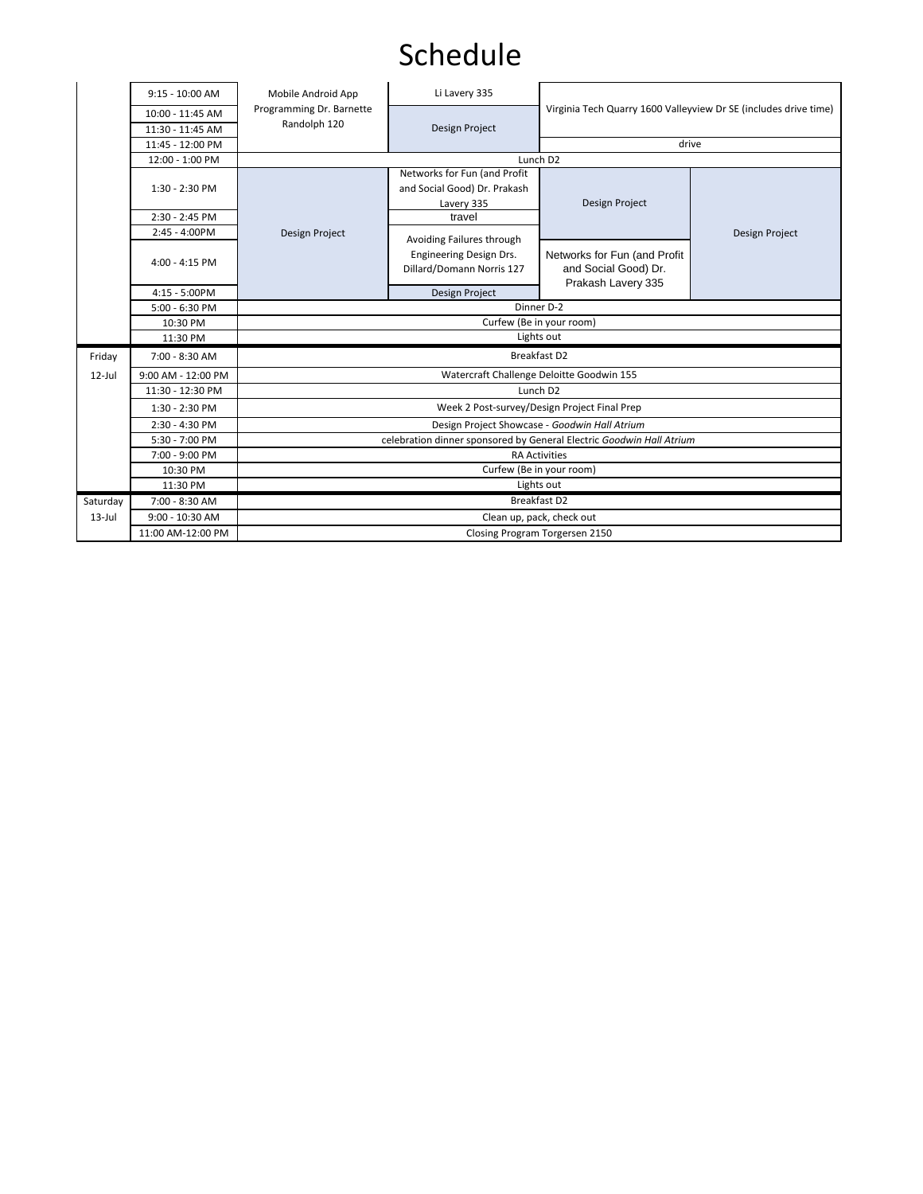# Schedule

| | | | | | |
|---|---|---|---|---|---|
| | 9:15 - 10:00 AM | Mobile Android App Programming Dr. Barnette Randolph 120 | Li Lavery 335 | Virginia Tech Quarry 1600 Valleyview Dr SE (includes drive time) | |
| | 10:00 - 11:45 AM | | Design Project | | |
| | 11:30 - 11:45 AM | | | | |
| | 11:45 - 12:00 PM | | | drive | |
| | 12:00 - 1:00 PM | Lunch D2 | | | |
| | 1:30 - 2:30 PM | Design Project | Networks for Fun (and Profit and Social Good) Dr. Prakash Lavery 335 | Design Project | Design Project |
| | 2:30 - 2:45 PM | | travel | | |
| | 2:45 - 4:00PM | | Avoiding Failures through Engineering Design Drs. Dillard/Domann Norris 127 | | |
| | 4:00 - 4:15 PM | | | Networks for Fun (and Profit and Social Good) Dr. Prakash Lavery 335 | |
| | 4:15 - 5:00PM | | Design Project | | |
| | 5:00 - 6:30 PM | Dinner D-2 | | | |
| | 10:30 PM | Curfew (Be in your room) | | | |
| | 11:30 PM | Lights out | | | |
| Friday 12-Jul | 7:00 - 8:30 AM | Breakfast D2 | | | |
| | 9:00 AM - 12:00 PM | Watercraft Challenge Deloitte Goodwin 155 | | | |
| | 11:30 - 12:30 PM | Lunch D2 | | | |
| | 1:30 - 2:30 PM | Week 2 Post-survey/Design Project Final Prep | | | |
| | 2:30 - 4:30 PM | Design Project Showcase - *Goodwin Hall Atrium* | | | |
| | 5:30 - 7:00 PM | celebration dinner sponsored by General Electric *Goodwin Hall Atrium* | | | |
| | 7:00 - 9:00 PM | RA Activities | | | |
| | 10:30 PM | Curfew (Be in your room) | | | |
| | 11:30 PM | Lights out | | | |
| Saturday 13-Jul | 7:00 - 8:30 AM | Breakfast D2 | | | |
| | 9:00 - 10:30 AM | Clean up, pack, check out | | | |
| | 11:00 AM-12:00 PM | Closing Program Torgersen 2150 | | | |